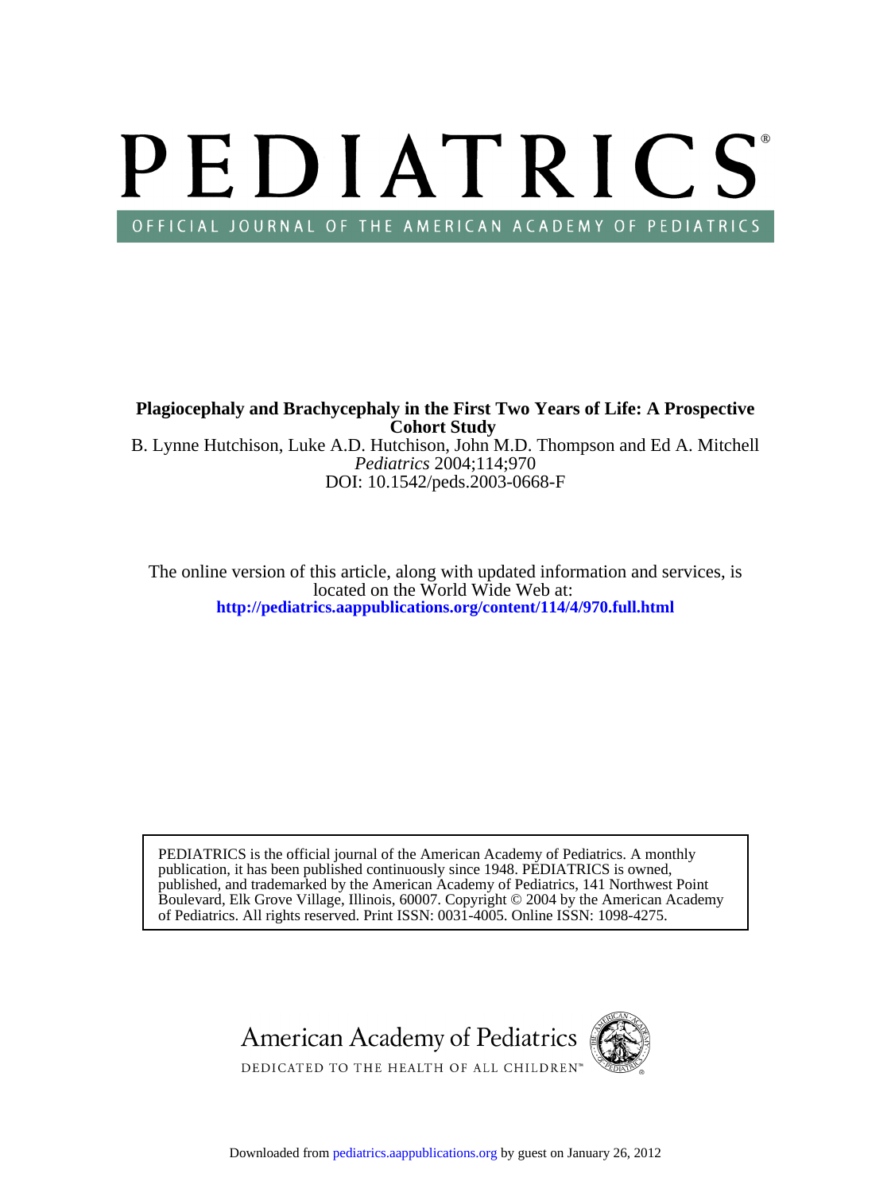# PEDIATRICS®

OFFICIAL JOURNAL OF THE AMERICAN ACADEMY OF PEDIATRICS

**Plagiocephaly and Brachycephaly in the First Two Years of Life: A Prospective Cohort Study**

B. Lynne Hutchison, Luke A.D. Hutchison, John M.D. Thompson and Ed A. Mitchell

*Pediatrics* 2004;114;970

DOI: 10.1542/peds.2003-0668-F

The online version of this article, along with updated information and services, is located on the World Wide Web at:

**http://pediatrics.aappublications.org/content/114/4/970.full.html**

PEDIATRICS is the official journal of the American Academy of Pediatrics. A monthly publication, it has been published continuously since 1948. PEDIATRICS is owned, published, and trademarked by the American Academy of Pediatrics, 141 Northwest Point Boulevard, Elk Grove Village, Illinois, 60007. Copyright © 2004 by the American Academy of Pediatrics. All rights reserved. Print ISSN: 0031-4005. Online ISSN: 1098-4275.

American Academy of Pediatrics

DEDICATED TO THE HEALTH OF ALL CHILDREN™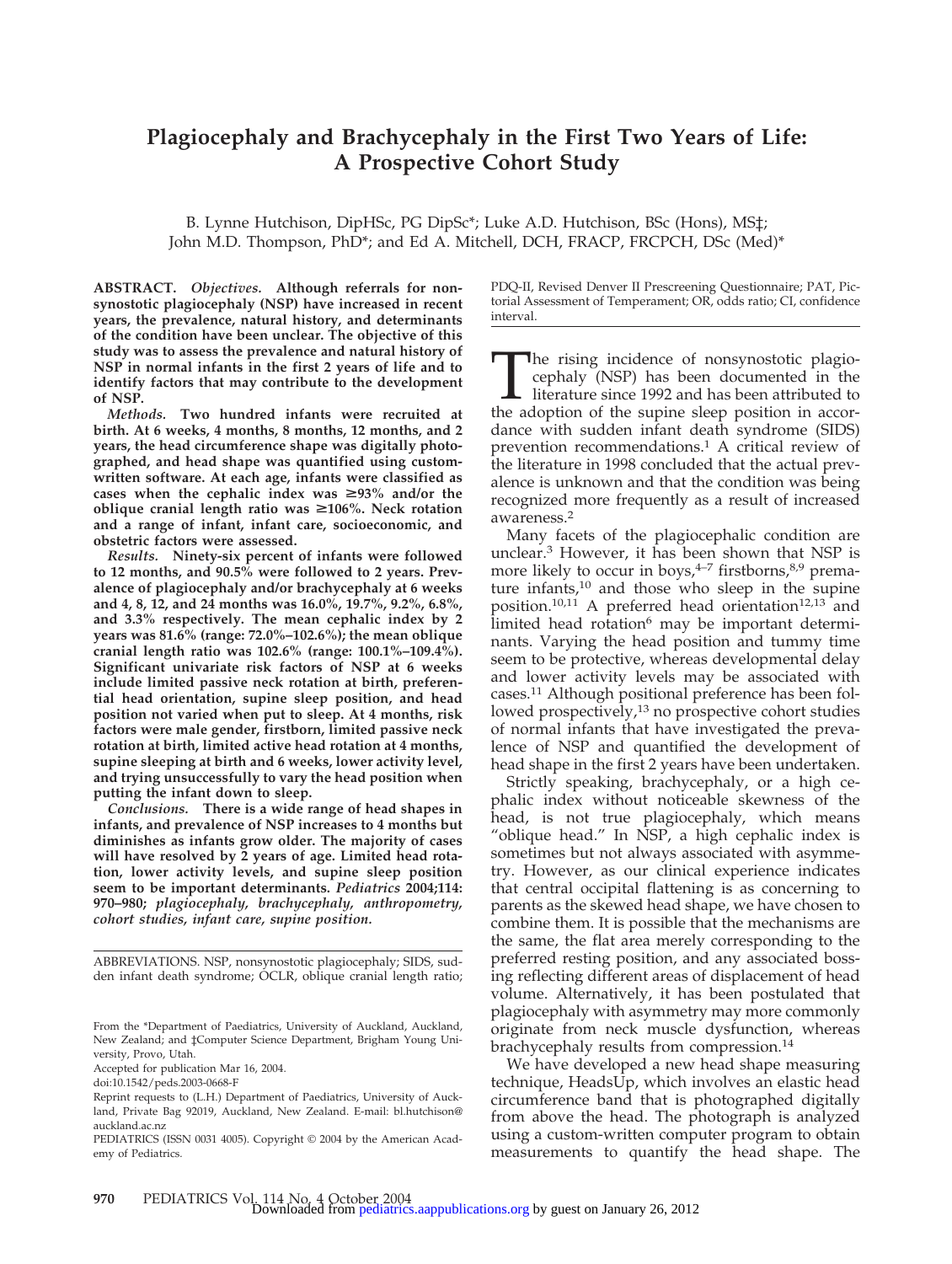# Plagiocephaly and Brachycephaly in the First Two Years of Life: A Prospective Cohort Study

B. Lynne Hutchison, DipHSc, PG DipSc*; Luke A.D. Hutchison, BSc (Hons), MS‡; John M.D. Thompson, PhD*; and Ed A. Mitchell, DCH, FRACP, FRCPCH, DSc (Med)*

**ABSTRACT.** *Objectives.* **Although referrals for nonsynostotic plagiocephaly (NSP) have increased in recent years, the prevalence, natural history, and determinants of the condition have been unclear. The objective of this study was to assess the prevalence and natural history of NSP in normal infants in the first 2 years of life and to identify factors that may contribute to the development of NSP.**

*Methods.* **Two hundred infants were recruited at birth. At 6 weeks, 4 months, 8 months, 12 months, and 2 years, the head circumference shape was digitally photographed, and head shape was quantified using custom-written software. At each age, infants were classified as cases when the cephalic index was ≥93% and/or the oblique cranial length ratio was ≥106%. Neck rotation and a range of infant, infant care, socioeconomic, and obstetric factors were assessed.**

*Results.* **Ninety-six percent of infants were followed to 12 months, and 90.5% were followed to 2 years. Prevalence of plagiocephaly and/or brachycephaly at 6 weeks and 4, 8, 12, and 24 months was 16.0%, 19.7%, 9.2%, 6.8%, and 3.3% respectively. The mean cephalic index by 2 years was 81.6% (range: 72.0%–102.6%); the mean oblique cranial length ratio was 102.6% (range: 100.1%–109.4%). Significant univariate risk factors of NSP at 6 weeks include limited passive neck rotation at birth, preferential head orientation, supine sleep position, and head position not varied when put to sleep. At 4 months, risk factors were male gender, firstborn, limited passive neck rotation at birth, limited active head rotation at 4 months, supine sleeping at birth and 6 weeks, lower activity level, and trying unsuccessfully to vary the head position when putting the infant down to sleep.**

*Conclusions.* **There is a wide range of head shapes in infants, and prevalence of NSP increases to 4 months but diminishes as infants grow older. The majority of cases will have resolved by 2 years of age. Limited head rotation, lower activity levels, and supine sleep position seem to be important determinants.** *Pediatrics* **2004;114: 970–980;** ***plagiocephaly, brachycephaly, anthropometry, cohort studies, infant care, supine position.***

ABBREVIATIONS. NSP, nonsynostotic plagiocephaly; SIDS, sudden infant death syndrome; OCLR, oblique cranial length ratio; PDQ-II, Revised Denver II Prescreening Questionnaire; PAT, Pictorial Assessment of Temperament; OR, odds ratio; CI, confidence interval.

From the *Department of Paediatrics, University of Auckland, Auckland, New Zealand; and ‡Computer Science Department, Brigham Young University, Provo, Utah.

Accepted for publication Mar 16, 2004.

doi:10.1542/peds.2003-0668-F

Reprint requests to (L.H.) Department of Paediatrics, University of Auckland, Private Bag 92019, Auckland, New Zealand. E-mail: bl.hutchison@auckland.ac.nz

PEDIATRICS (ISSN 0031 4005). Copyright © 2004 by the American Academy of Pediatrics.

The rising incidence of nonsynostotic plagiocephaly (NSP) has been documented in the literature since 1992 and has been attributed to the adoption of the supine sleep position in accordance with sudden infant death syndrome (SIDS) prevention recommendations.[1] A critical review of the literature in 1998 concluded that the actual prevalence is unknown and that the condition was being recognized more frequently as a result of increased awareness.[2]

Many facets of the plagiocephalic condition are unclear.[3] However, it has been shown that NSP is more likely to occur in boys,[4–7] firstborns,[8,9] premature infants,[10] and those who sleep in the supine position.[10,11] A preferred head orientation[12,13] and limited head rotation[6] may be important determinants. Varying the head position and tummy time seem to be protective, whereas developmental delay and lower activity levels may be associated with cases.[11] Although positional preference has been followed prospectively,[13] no prospective cohort studies of normal infants that have investigated the prevalence of NSP and quantified the development of head shape in the first 2 years have been undertaken.

Strictly speaking, brachycephaly, or a high cephalic index without noticeable skewness of the head, is not true plagiocephaly, which means "oblique head." In NSP, a high cephalic index is sometimes but not always associated with asymmetry. However, as our clinical experience indicates that central occipital flattening is as concerning to parents as the skewed head shape, we have chosen to combine them. It is possible that the mechanisms are the same, the flat area merely corresponding to the preferred resting position, and any associated bossing reflecting different areas of displacement of head volume. Alternatively, it has been postulated that plagiocephaly with asymmetry may more commonly originate from neck muscle dysfunction, whereas brachycephaly results from compression.[14]

We have developed a new head shape measuring technique, HeadsUp, which involves an elastic head circumference band that is photographed digitally from above the head. The photograph is analyzed using a custom-written computer program to obtain measurements to quantify the head shape. The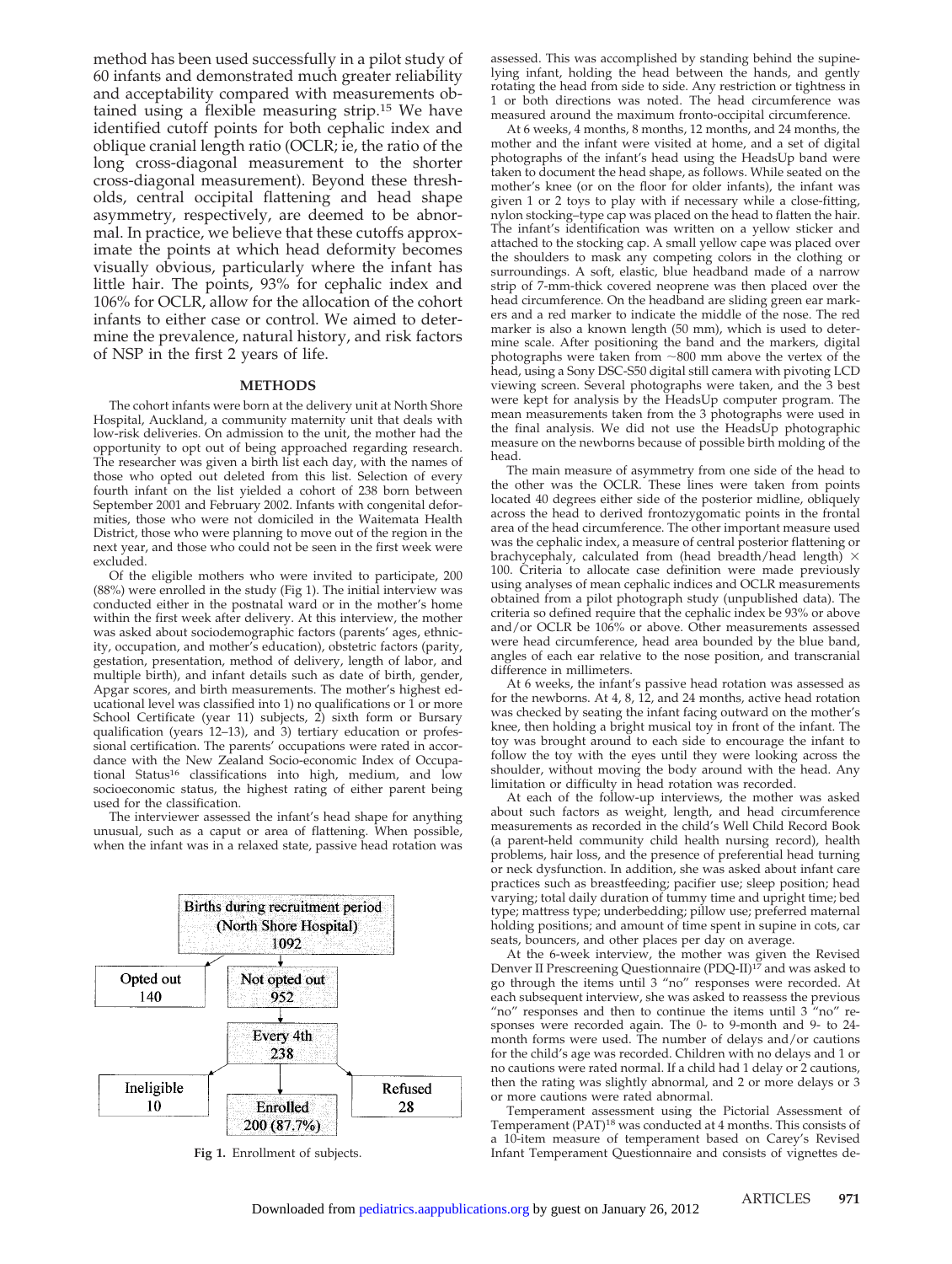method has been used successfully in a pilot study of 60 infants and demonstrated much greater reliability and acceptability compared with measurements obtained using a flexible measuring strip.[15] We have identified cutoff points for both cephalic index and oblique cranial length ratio (OCLR; ie, the ratio of the long cross-diagonal measurement to the shorter cross-diagonal measurement). Beyond these thresholds, central occipital flattening and head shape asymmetry, respectively, are deemed to be abnormal. In practice, we believe that these cutoffs approximate the points at which head deformity becomes visually obvious, particularly where the infant has little hair. The points, 93% for cephalic index and 106% for OCLR, allow for the allocation of the cohort infants to either case or control. We aimed to determine the prevalence, natural history, and risk factors of NSP in the first 2 years of life.

## METHODS

The cohort infants were born at the delivery unit at North Shore Hospital, Auckland, a community maternity unit that deals with low-risk deliveries. On admission to the unit, the mother had the opportunity to opt out of being approached regarding research. The researcher was given a birth list each day, with the names of those who opted out deleted from this list. Selection of every fourth infant on the list yielded a cohort of 238 born between September 2001 and February 2002. Infants with congenital deformities, those who were not domiciled in the Waitemata Health District, those who were planning to move out of the region in the next year, and those who could not be seen in the first week were excluded.

Of the eligible mothers who were invited to participate, 200 (88%) were enrolled in the study (Fig 1). The initial interview was conducted either in the postnatal ward or in the mother's home within the first week after delivery. At this interview, the mother was asked about sociodemographic factors (parents' ages, ethnicity, occupation, and mother's education), obstetric factors (parity, gestation, presentation, method of delivery, length of labor, and multiple birth), and infant details such as date of birth, gender, Apgar scores, and birth measurements. The mother's highest educational level was classified into 1) no qualifications or 1 or more School Certificate (year 11) subjects, 2) sixth form or Bursary qualification (years 12–13), and 3) tertiary education or professional certification. The parents' occupations were rated in accordance with the New Zealand Socio-economic Index of Occupational Status[16] classifications into high, medium, and low socioeconomic status, the highest rating of either parent being used for the classification.

The interviewer assessed the infant's head shape for anything unusual, such as a caput or area of flattening. When possible, when the infant was in a relaxed state, passive head rotation was assessed. This was accomplished by standing behind the supine-lying infant, holding the head between the hands, and gently rotating the head from side to side. Any restriction or tightness in 1 or both directions was noted. The head circumference was measured around the maximum fronto-occipital circumference.

At 6 weeks, 4 months, 8 months, 12 months, and 24 months, the mother and the infant were visited at home, and a set of digital photographs of the infant's head using the HeadsUp band were taken to document the head shape, as follows. While seated on the mother's knee (or on the floor for older infants), the infant was given 1 or 2 toys to play with if necessary while a close-fitting, nylon stocking–type cap was placed on the head to flatten the hair. The infant's identification was written on a yellow sticker and attached to the stocking cap. A small yellow cape was placed over the shoulders to mask any competing colors in the clothing or surroundings. A soft, elastic, blue headband made of a narrow strip of 7-mm-thick covered neoprene was then placed over the head circumference. On the headband are sliding green ear markers and a red marker to indicate the middle of the nose. The red marker is also a known length (50 mm), which is used to determine scale. After positioning the band and the markers, digital photographs were taken from ~800 mm above the vertex of the head, using a Sony DSC-S50 digital still camera with pivoting LCD viewing screen. Several photographs were taken, and the 3 best were kept for analysis by the HeadsUp computer program. The mean measurements taken from the 3 photographs were used in the final analysis. We did not use the HeadsUp photographic measure on the newborns because of possible birth molding of the head.

The main measure of asymmetry from one side of the head to the other was the OCLR. These lines were taken from points located 40 degrees either side of the posterior midline, obliquely across the head to derived frontozygomatic points in the frontal area of the head circumference. The other important measure used was the cephalic index, a measure of central posterior flattening or brachycephaly, calculated from (head breadth/head length) × 100. Criteria to allocate case definition were made previously using analyses of mean cephalic indices and OCLR measurements obtained from a pilot photograph study (unpublished data). The criteria so defined require that the cephalic index be 93% or above and/or OCLR be 106% or above. Other measurements assessed were head circumference, head area bounded by the blue band, angles of each ear relative to the nose position, and transcranial difference in millimeters.

At 6 weeks, the infant's passive head rotation was assessed as for the newborns. At 4, 8, 12, and 24 months, active head rotation was checked by seating the infant facing outward on the mother's knee, then holding a bright musical toy in front of the infant. The toy was brought around to each side to encourage the infant to follow the toy with the eyes until they were looking across the shoulder, without moving the body around with the head. Any limitation or difficulty in head rotation was recorded.

At each of the follow-up interviews, the mother was asked about such factors as weight, length, and head circumference measurements as recorded in the child's Well Child Record Book (a parent-held community child health nursing record), health problems, hair loss, and the presence of preferential head turning or neck dysfunction. In addition, she was asked about infant care practices such as breastfeeding; pacifier use; sleep position; head varying; total daily duration of tummy time and upright time; bed type; mattress type; underbedding; pillow use; preferred maternal holding positions; and amount of time spent in supine in cots, car seats, bouncers, and other places per day on average.

At the 6-week interview, the mother was given the Revised Denver II Prescreening Questionnaire (PDQ-II)[17] and was asked to go through the items until 3 "no" responses were recorded. At each subsequent interview, she was asked to reassess the previous "no" responses and then to continue the items until 3 "no" responses were recorded again. The 0- to 9-month and 9- to 24-month forms were used. The number of delays and/or cautions for the child's age was recorded. Children with no delays and 1 or no cautions were rated normal. If a child had 1 delay or 2 cautions, then the rating was slightly abnormal, and 2 or more delays or 3 or more cautions were rated abnormal.

Temperament assessment using the Pictorial Assessment of Temperament (PAT)[18] was conducted at 4 months. This consists of a 10-item measure of temperament based on Carey's Revised Infant Temperament Questionnaire and consists of vignettes de-

Births during recruitment period (North Shore Hospital) 1092 → Opted out 140; Not opted out 952 → Every 4th 238 → Ineligible 10; Enrolled 200 (87.7%); Refused 28

**Fig 1.** Enrollment of subjects.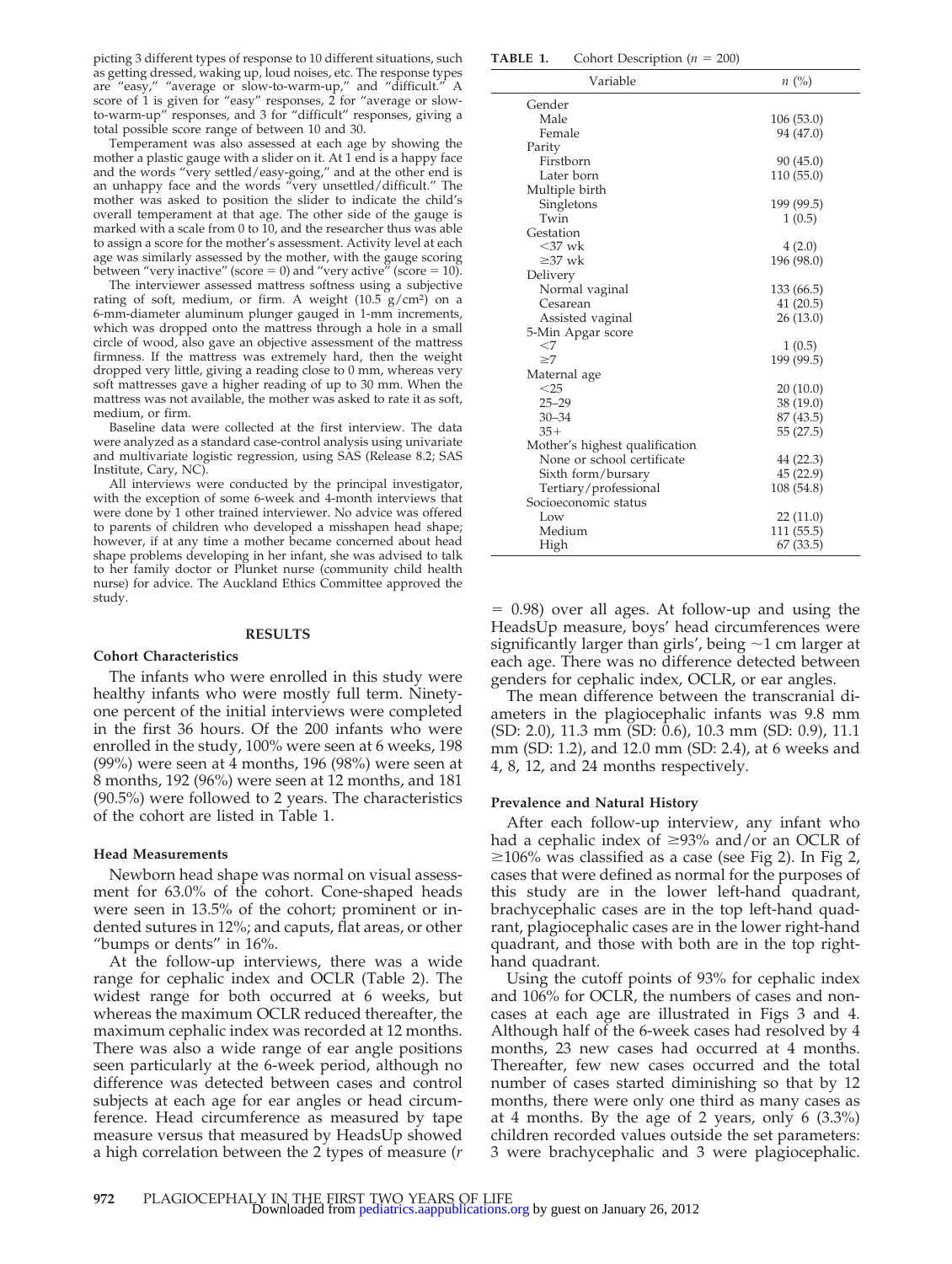picting 3 different types of response to 10 different situations, such as getting dressed, waking up, loud noises, etc. The response types are "easy," "average or slow-to-warm-up," and "difficult." A score of 1 is given for "easy" responses, 2 for "average or slow-to-warm-up" responses, and 3 for "difficult" responses, giving a total possible score range of between 10 and 30.

Temperament was also assessed at each age by showing the mother a plastic gauge with a slider on it. At 1 end is a happy face and the words "very settled/easy-going," and at the other end is an unhappy face and the words "very unsettled/difficult." The mother was asked to position the slider to indicate the child's overall temperament at that age. The other side of the gauge is marked with a scale from 0 to 10, and the researcher thus was able to assign a score for the mother's assessment. Activity level at each age was similarly assessed by the mother, with the gauge scoring between "very inactive" (score = 0) and "very active" (score = 10).

The interviewer assessed mattress softness using a subjective rating of soft, medium, or firm. A weight (10.5 g/cm²) on a 6-mm-diameter aluminum plunger gauged in 1-mm increments, which was dropped onto the mattress through a hole in a small circle of wood, also gave an objective assessment of the mattress firmness. If the mattress was extremely hard, then the weight dropped very little, giving a reading close to 0 mm, whereas very soft mattresses gave a higher reading of up to 30 mm. When the mattress was not available, the mother was asked to rate it as soft, medium, or firm.

Baseline data were collected at the first interview. The data were analyzed as a standard case-control analysis using univariate and multivariate logistic regression, using SAS (Release 8.2; SAS Institute, Cary, NC).

All interviews were conducted by the principal investigator, with the exception of some 6-week and 4-month interviews that were done by 1 other trained interviewer. No advice was offered to parents of children who developed a misshapen head shape; however, if at any time a mother became concerned about head shape problems developing in her infant, she was advised to talk to her family doctor or Plunket nurse (community child health nurse) for advice. The Auckland Ethics Committee approved the study.

## RESULTS

### Cohort Characteristics

The infants who were enrolled in this study were healthy infants who were mostly full term. Ninety-one percent of the initial interviews were completed in the first 36 hours. Of the 200 infants who were enrolled in the study, 100% were seen at 6 weeks, 198 (99%) were seen at 4 months, 196 (98%) were seen at 8 months, 192 (96%) were seen at 12 months, and 181 (90.5%) were followed to 2 years. The characteristics of the cohort are listed in Table 1.

**TABLE 1.** Cohort Description ($n$ = 200)

| Variable | $n$ (%) |
|---|---|
| Gender | |
| Male | 106 (53.0) |
| Female | 94 (47.0) |
| Parity | |
| Firstborn | 90 (45.0) |
| Later born | 110 (55.0) |
| Multiple birth | |
| Singletons | 199 (99.5) |
| Twin | 1 (0.5) |
| Gestation | |
| <37 wk | 4 (2.0) |
| ≥37 wk | 196 (98.0) |
| Delivery | |
| Normal vaginal | 133 (66.5) |
| Cesarean | 41 (20.5) |
| Assisted vaginal | 26 (13.0) |
| 5-Min Apgar score | |
| <7 | 1 (0.5) |
| ≥7 | 199 (99.5) |
| Maternal age | |
| <25 | 20 (10.0) |
| 25–29 | 38 (19.0) |
| 30–34 | 87 (43.5) |
| 35+ | 55 (27.5) |
| Mother's highest qualification | |
| None or school certificate | 44 (22.3) |
| Sixth form/bursary | 45 (22.9) |
| Tertiary/professional | 108 (54.8) |
| Socioeconomic status | |
| Low | 22 (11.0) |
| Medium | 111 (55.5) |
| High | 67 (33.5) |

### Head Measurements

Newborn head shape was normal on visual assessment for 63.0% of the cohort. Cone-shaped heads were seen in 13.5% of the cohort; prominent or indented sutures in 12%; and caputs, flat areas, or other "bumps or dents" in 16%.

At the follow-up interviews, there was a wide range for cephalic index and OCLR (Table 2). The widest range for both occurred at 6 weeks, but whereas the maximum OCLR reduced thereafter, the maximum cephalic index was recorded at 12 months. There was also a wide range of ear angle positions seen particularly at the 6-week period, although no difference was detected between cases and control subjects at each age for ear angles or head circumference. Head circumference as measured by tape measure versus that measured by HeadsUp showed a high correlation between the 2 types of measure ($r$ = 0.98) over all ages. At follow-up and using the HeadsUp measure, boys' head circumferences were significantly larger than girls', being ~1 cm larger at each age. There was no difference detected between genders for cephalic index, OCLR, or ear angles.

The mean difference between the transcranial diameters in the plagiocephalic infants was 9.8 mm (SD: 2.0), 11.3 mm (SD: 0.6), 10.3 mm (SD: 0.9), 11.1 mm (SD: 1.2), and 12.0 mm (SD: 2.4), at 6 weeks and 4, 8, 12, and 24 months respectively.

### Prevalence and Natural History

After each follow-up interview, any infant who had a cephalic index of ≥93% and/or an OCLR of ≥106% was classified as a case (see Fig 2). In Fig 2, cases that were defined as normal for the purposes of this study are in the lower left-hand quadrant, brachycephalic cases are in the top left-hand quadrant, plagiocephalic cases are in the lower right-hand quadrant, and those with both are in the top right-hand quadrant.

Using the cutoff points of 93% for cephalic index and 106% for OCLR, the numbers of cases and noncases at each age are illustrated in Figs 3 and 4. Although half of the 6-week cases had resolved by 4 months, 23 new cases had occurred at 4 months. Thereafter, few new cases occurred and the total number of cases started diminishing so that by 12 months, there were only one third as many cases as at 4 months. By the age of 2 years, only 6 (3.3%) children recorded values outside the set parameters: 3 were brachycephalic and 3 were plagiocephalic.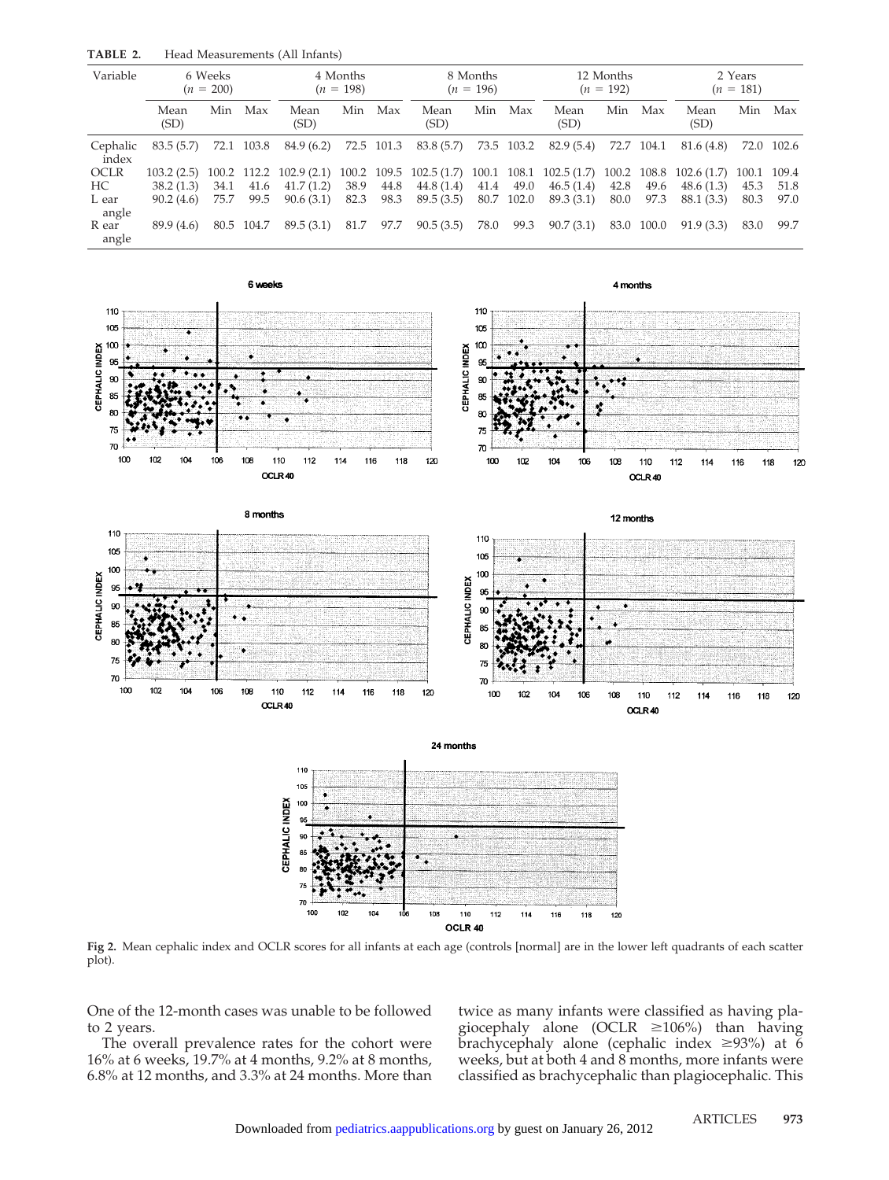**TABLE 2.** Head Measurements (All Infants)

| Variable | 6 Weeks ($n$ = 200) | | | 4 Months ($n$ = 198) | | | 8 Months ($n$ = 196) | | | 12 Months ($n$ = 192) | | | 2 Years ($n$ = 181) | | |
|---|---|---|---|---|---|---|---|---|---|---|---|---|---|---|---|
| | Mean (SD) | Min | Max | Mean (SD) | Min | Max | Mean (SD) | Min | Max | Mean (SD) | Min | Max | Mean (SD) | Min | Max |
| Cephalic index | 83.5 (5.7) | 72.1 | 103.8 | 84.9 (6.2) | 72.5 | 101.3 | 83.8 (5.7) | 73.5 | 103.2 | 82.9 (5.4) | 72.7 | 104.1 | 81.6 (4.8) | 72.0 | 102.6 |
| OCLR | 103.2 (2.5) | 100.2 | 112.2 | 102.9 (2.1) | 100.2 | 109.5 | 102.5 (1.7) | 100.1 | 108.1 | 102.5 (1.7) | 100.2 | 108.8 | 102.6 (1.7) | 100.1 | 109.4 |
| HC | 38.2 (1.3) | 34.1 | 41.6 | 41.7 (1.2) | 38.9 | 44.8 | 44.8 (1.4) | 41.4 | 49.0 | 46.5 (1.4) | 42.8 | 49.6 | 48.6 (1.3) | 45.3 | 51.8 |
| L ear angle | 90.2 (4.6) | 75.7 | 99.5 | 90.6 (3.1) | 82.3 | 98.3 | 89.5 (3.5) | 80.7 | 102.0 | 89.3 (3.1) | 80.0 | 97.3 | 88.1 (3.3) | 80.3 | 97.0 |
| R ear angle | 89.9 (4.6) | 80.5 | 104.7 | 89.5 (3.1) | 81.7 | 97.7 | 90.5 (3.5) | 78.0 | 99.3 | 90.7 (3.1) | 83.0 | 100.0 | 91.9 (3.3) | 83.0 | 99.7 |

**Fig 2.** Mean cephalic index and OCLR scores for all infants at each age (controls [normal] are in the lower left quadrants of each scatter plot).

One of the 12-month cases was unable to be followed to 2 years.

The overall prevalence rates for the cohort were 16% at 6 weeks, 19.7% at 4 months, 9.2% at 8 months, 6.8% at 12 months, and 3.3% at 24 months. More than twice as many infants were classified as having plagiocephaly alone (OCLR ≥106%) than having brachycephaly alone (cephalic index ≥93%) at 6 weeks, but at both 4 and 8 months, more infants were classified as brachycephalic than plagiocephalic. This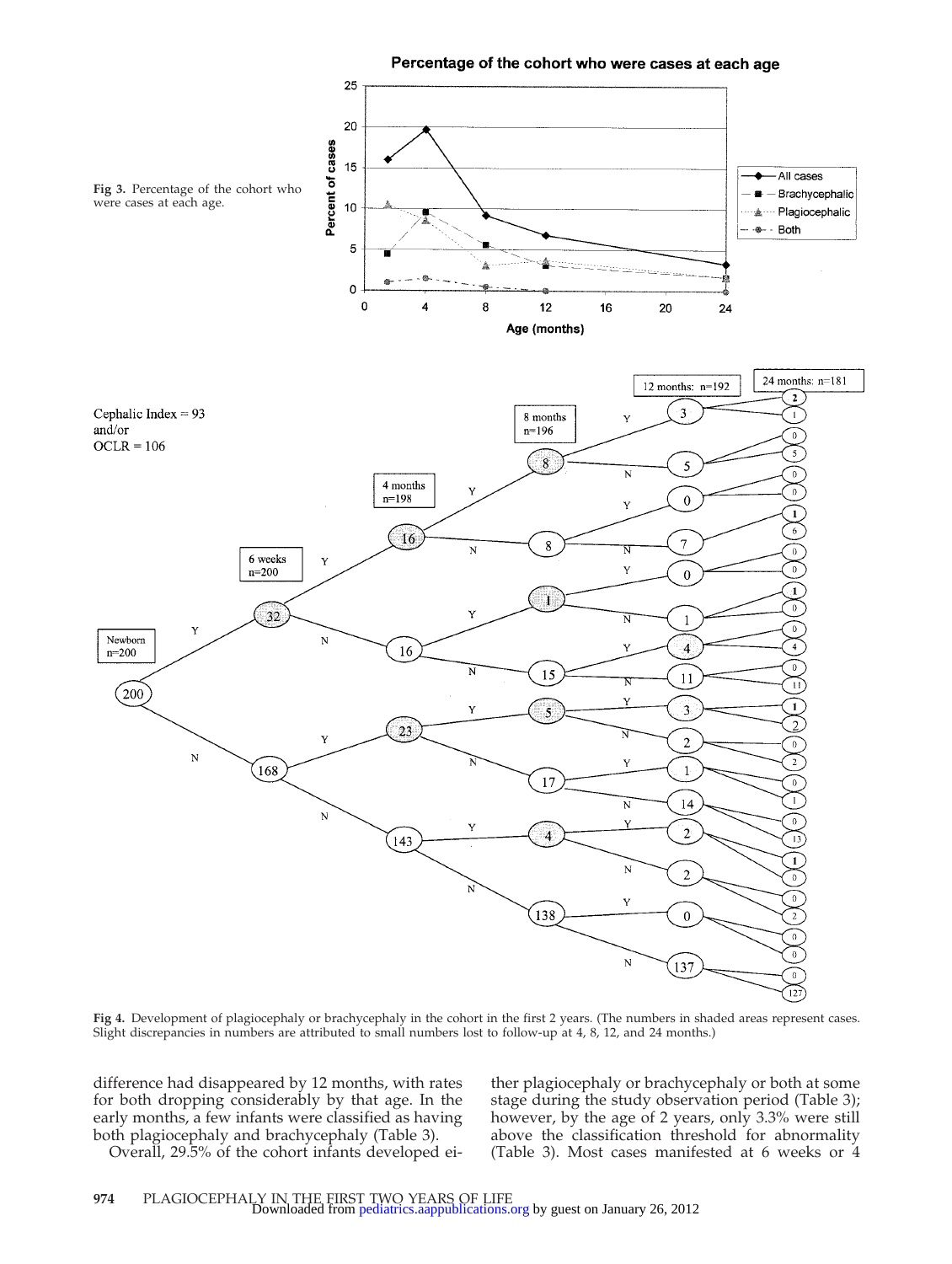**Fig 3.** Percentage of the cohort who were cases at each age.

**Fig 4.** Development of plagiocephaly or brachycephaly in the cohort in the first 2 years. (The numbers in shaded areas represent cases. Slight discrepancies in numbers are attributed to small numbers lost to follow-up at 4, 8, 12, and 24 months.)

difference had disappeared by 12 months, with rates for both dropping considerably by that age. In the early months, a few infants were classified as having both plagiocephaly and brachycephaly (Table 3).

Overall, 29.5% of the cohort infants developed either plagiocephaly or brachycephaly or both at some stage during the study observation period (Table 3); however, by the age of 2 years, only 3.3% were still above the classification threshold for abnormality (Table 3). Most cases manifested at 6 weeks or 4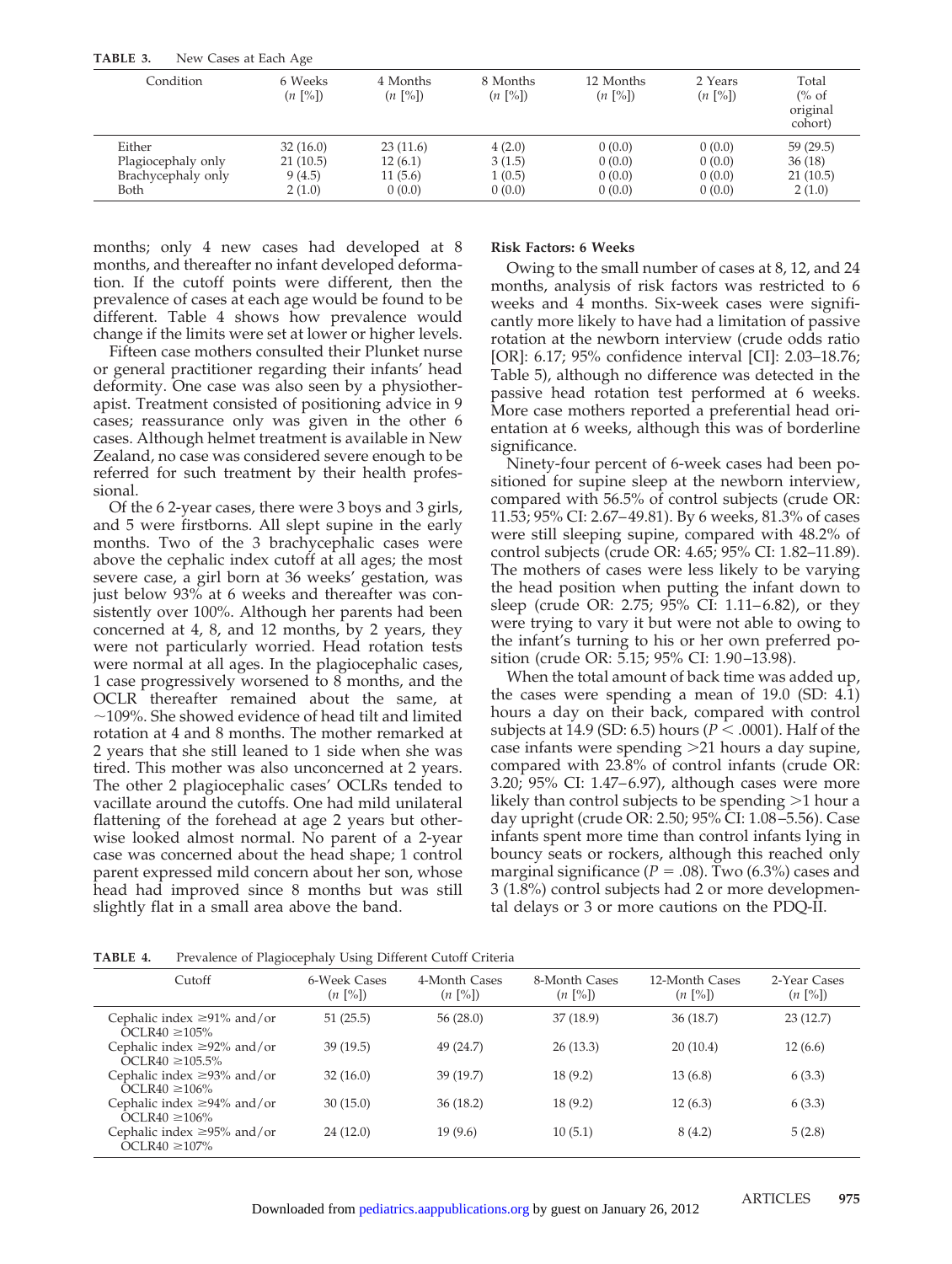**TABLE 3.** New Cases at Each Age

| Condition | 6 Weeks ($n$ [%]) | 4 Months ($n$ [%]) | 8 Months ($n$ [%]) | 12 Months ($n$ [%]) | 2 Years ($n$ [%]) | Total (% of original cohort) |
|---|---|---|---|---|---|---|
| Either | 32 (16.0) | 23 (11.6) | 4 (2.0) | 0 (0.0) | 0 (0.0) | 59 (29.5) |
| Plagiocephaly only | 21 (10.5) | 12 (6.1) | 3 (1.5) | 0 (0.0) | 0 (0.0) | 36 (18) |
| Brachycephaly only | 9 (4.5) | 11 (5.6) | 1 (0.5) | 0 (0.0) | 0 (0.0) | 21 (10.5) |
| Both | 2 (1.0) | 0 (0.0) | 0 (0.0) | 0 (0.0) | 0 (0.0) | 2 (1.0) |

months; only 4 new cases had developed at 8 months, and thereafter no infant developed deformation. If the cutoff points were different, then the prevalence of cases at each age would be found to be different. Table 4 shows how prevalence would change if the limits were set at lower or higher levels.

Fifteen case mothers consulted their Plunket nurse or general practitioner regarding their infants' head deformity. One case was also seen by a physiotherapist. Treatment consisted of positioning advice in 9 cases; reassurance only was given in the other 6 cases. Although helmet treatment is available in New Zealand, no case was considered severe enough to be referred for such treatment by their health professional.

Of the 6 2-year cases, there were 3 boys and 3 girls, and 5 were firstborns. All slept supine in the early months. Two of the 3 brachycephalic cases were above the cephalic index cutoff at all ages; the most severe case, a girl born at 36 weeks' gestation, was just below 93% at 6 weeks and thereafter was consistently over 100%. Although her parents had been concerned at 4, 8, and 12 months, by 2 years, they were not particularly worried. Head rotation tests were normal at all ages. In the plagiocephalic cases, 1 case progressively worsened to 8 months, and the OCLR thereafter remained about the same, at ~109%. She showed evidence of head tilt and limited rotation at 4 and 8 months. The mother remarked at 2 years that she still leaned to 1 side when she was tired. This mother was also unconcerned at 2 years. The other 2 plagiocephalic cases' OCLRs tended to vacillate around the cutoffs. One had mild unilateral flattening of the forehead at age 2 years but otherwise looked almost normal. No parent of a 2-year case was concerned about the head shape; 1 control parent expressed mild concern about her son, whose head had improved since 8 months but was still slightly flat in a small area above the band.

### Risk Factors: 6 Weeks

Owing to the small number of cases at 8, 12, and 24 months, analysis of risk factors was restricted to 6 weeks and 4 months. Six-week cases were significantly more likely to have had a limitation of passive rotation at the newborn interview (crude odds ratio [OR]: 6.17; 95% confidence interval [CI]: 2.03–18.76; Table 5), although no difference was detected in the passive head rotation test performed at 6 weeks. More case mothers reported a preferential head orientation at 6 weeks, although this was of borderline significance.

Ninety-four percent of 6-week cases had been positioned for supine sleep at the newborn interview, compared with 56.5% of control subjects (crude OR: 11.53; 95% CI: 2.67–49.81). By 6 weeks, 81.3% of cases were still sleeping supine, compared with 48.2% of control subjects (crude OR: 4.65; 95% CI: 1.82–11.89). The mothers of cases were less likely to be varying the head position when putting the infant down to sleep (crude OR: 2.75; 95% CI: 1.11–6.82), or they were trying to vary it but were not able to owing to the infant's turning to his or her own preferred position (crude OR: 5.15; 95% CI: 1.90–13.98).

When the total amount of back time was added up, the cases were spending a mean of 19.0 (SD: 4.1) hours a day on their back, compared with control subjects at 14.9 (SD: 6.5) hours ($P < .0001$). Half of the case infants were spending >21 hours a day supine, compared with 23.8% of control infants (crude OR: 3.20; 95% CI: 1.47–6.97), although cases were more likely than control subjects to be spending >1 hour a day upright (crude OR: 2.50; 95% CI: 1.08–5.56). Case infants spent more time than control infants lying in bouncy seats or rockers, although this reached only marginal significance ($P = .08$). Two (6.3%) cases and 3 (1.8%) control subjects had 2 or more developmental delays or 3 or more cautions on the PDQ-II.

**TABLE 4.** Prevalence of Plagiocephaly Using Different Cutoff Criteria

| Cutoff | 6-Week Cases ($n$ [%]) | 4-Month Cases ($n$ [%]) | 8-Month Cases ($n$ [%]) | 12-Month Cases ($n$ [%]) | 2-Year Cases ($n$ [%]) |
|---|---|---|---|---|---|
| Cephalic index ≥91% and/or OCLR40 ≥105% | 51 (25.5) | 56 (28.0) | 37 (18.9) | 36 (18.7) | 23 (12.7) |
| Cephalic index ≥92% and/or OCLR40 ≥105.5% | 39 (19.5) | 49 (24.7) | 26 (13.3) | 20 (10.4) | 12 (6.6) |
| Cephalic index ≥93% and/or OCLR40 ≥106% | 32 (16.0) | 39 (19.7) | 18 (9.2) | 13 (6.8) | 6 (3.3) |
| Cephalic index ≥94% and/or OCLR40 ≥106% | 30 (15.0) | 36 (18.2) | 18 (9.2) | 12 (6.3) | 6 (3.3) |
| Cephalic index ≥95% and/or OCLR40 ≥107% | 24 (12.0) | 19 (9.6) | 10 (5.1) | 8 (4.2) | 5 (2.8) |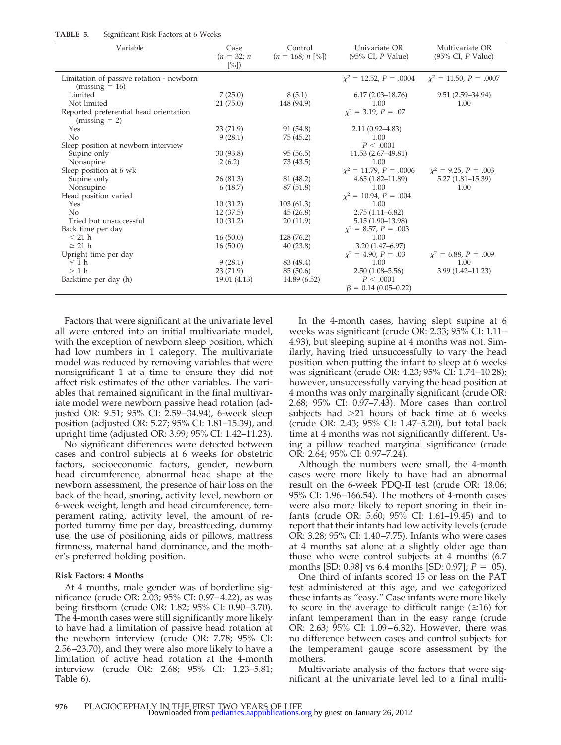**TABLE 5.** Significant Risk Factors at 6 Weeks

| Variable | Case ($n$ = 32; $n$ [%]) | Control ($n$ = 168; $n$ [%]) | Univariate OR (95% CI, $P$ Value) | Multivariate OR (95% CI, $P$ Value) |
|---|---|---|---|---|
| Limitation of passive rotation - newborn (missing = 16) | | | $\chi^2$ = 12.52, $P$ = .0004 | $\chi^2$ = 11.50, $P$ = .0007 |
| Limited | 7 (25.0) | 8 (5.1) | 6.17 (2.03–18.76) | 9.51 (2.59–34.94) |
| Not limited | 21 (75.0) | 148 (94.9) | 1.00 | 1.00 |
| Reported preferential head orientation (missing = 2) | | | $\chi^2$ = 3.19, $P$ = .07 | |
| Yes | 23 (71.9) | 91 (54.8) | 2.11 (0.92–4.83) | |
| No | 9 (28.1) | 75 (45.2) | 1.00 | |
| Sleep position at newborn interview | | | $P$ < .0001 | |
| Supine only | 30 (93.8) | 95 (56.5) | 11.53 (2.67–49.81) | |
| Nonsupine | 2 (6.2) | 73 (43.5) | 1.00 | |
| Sleep position at 6 wk | | | $\chi^2$ = 11.79, $P$ = .0006 | $\chi^2$ = 9.25, $P$ = .003 |
| Supine only | 26 (81.3) | 81 (48.2) | 4.65 (1.82–11.89) | 5.27 (1.81–15.39) |
| Nonsupine | 6 (18.7) | 87 (51.8) | 1.00 | 1.00 |
| Head position varied | | | $\chi^2$ = 10.94, $P$ = .004 | |
| Yes | 10 (31.2) | 103 (61.3) | 1.00 | |
| No | 12 (37.5) | 45 (26.8) | 2.75 (1.11–6.82) | |
| Tried but unsuccessful | 10 (31.2) | 20 (11.9) | 5.15 (1.90–13.98) | |
| Back time per day | | | $\chi^2$ = 8.57, $P$ = .003 | |
| < 21 h | 16 (50.0) | 128 (76.2) | 1.00 | |
| ≥ 21 h | 16 (50.0) | 40 (23.8) | 3.20 (1.47–6.97) | |
| Upright time per day | | | $\chi^2$ = 4.90, $P$ = .03 | $\chi^2$ = 6.88, $P$ = .009 |
| ≤ 1 h | 9 (28.1) | 83 (49.4) | 1.00 | 1.00 |
| > 1 h | 23 (71.9) | 85 (50.6) | 2.50 (1.08–5.56) | 3.99 (1.42–11.23) |
| Backtime per day (h) | 19.01 (4.13) | 14.89 (6.52) | $P$ < .0001<br>$\beta$ = 0.14 (0.05–0.22) | |

Factors that were significant at the univariate level all were entered into an initial multivariate model, with the exception of newborn sleep position, which had low numbers in 1 category. The multivariate model was reduced by removing variables that were nonsignificant 1 at a time to ensure they did not affect risk estimates of the other variables. The variables that remained significant in the final multivariate model were newborn passive head rotation (adjusted OR: 9.51; 95% CI: 2.59–34.94), 6-week sleep position (adjusted OR: 5.27; 95% CI: 1.81–15.39), and upright time (adjusted OR: 3.99; 95% CI: 1.42–11.23).

No significant differences were detected between cases and control subjects at 6 weeks for obstetric factors, socioeconomic factors, gender, newborn head circumference, abnormal head shape at the newborn assessment, the presence of hair loss on the back of the head, snoring, activity level, newborn or 6-week weight, length and head circumference, temperament rating, activity level, the amount of reported tummy time per day, breastfeeding, dummy use, the use of positioning aids or pillows, mattress firmness, maternal hand dominance, and the mother's preferred holding position.

### Risk Factors: 4 Months

At 4 months, male gender was of borderline significance (crude OR: 2.03; 95% CI: 0.97–4.22), as was being firstborn (crude OR: 1.82; 95% CI: 0.90–3.70). The 4-month cases were still significantly more likely to have had a limitation of passive head rotation at the newborn interview (crude OR: 7.78; 95% CI: 2.56–23.70), and they were also more likely to have a limitation of active head rotation at the 4-month interview (crude OR: 2.68; 95% CI: 1.23–5.81; Table 6).

In the 4-month cases, having slept supine at 6 weeks was significant (crude OR: 2.33; 95% CI: 1.11–4.93), but sleeping supine at 4 months was not. Similarly, having tried unsuccessfully to vary the head position when putting the infant to sleep at 6 weeks was significant (crude OR: 4.23; 95% CI: 1.74–10.28); however, unsuccessfully varying the head position at 4 months was only marginally significant (crude OR: 2.68; 95% CI: 0.97–7.43). More cases than control subjects had >21 hours of back time at 6 weeks (crude OR: 2.43; 95% CI: 1.47–5.20), but total back time at 4 months was not significantly different. Using a pillow reached marginal significance (crude OR: 2.64; 95% CI: 0.97–7.24).

Although the numbers were small, the 4-month cases were more likely to have had an abnormal result on the 6-week PDQ-II test (crude OR: 18.06; 95% CI: 1.96–166.54). The mothers of 4-month cases were also more likely to report snoring in their infants (crude OR: 5.60; 95% CI: 1.61–19.45) and to report that their infants had low activity levels (crude OR: 3.28; 95% CI: 1.40–7.75). Infants who were cases at 4 months sat alone at a slightly older age than those who were control subjects at 4 months (6.7 months [SD: 0.98] vs 6.4 months [SD: 0.97]; $P$ = .05).

One third of infants scored 15 or less on the PAT test administered at this age, and we categorized these infants as "easy." Case infants were more likely to score in the average to difficult range (≥16) for infant temperament than in the easy range (crude OR: 2.63; 95% CI: 1.09–6.32). However, there was no difference between cases and control subjects for the temperament gauge score assessment by the mothers.

Multivariate analysis of the factors that were significant at the univariate level led to a final multi-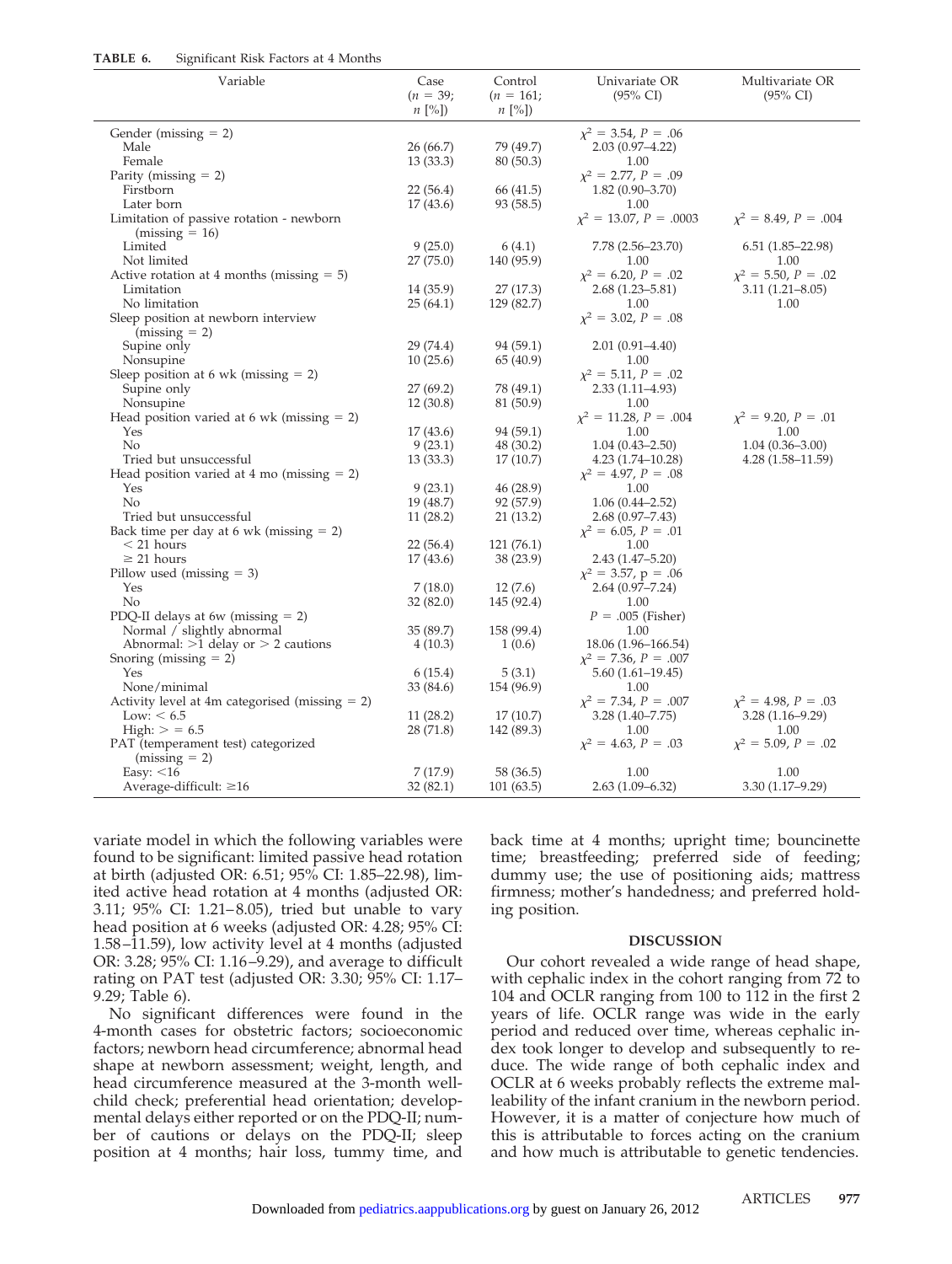**TABLE 6.** Significant Risk Factors at 4 Months

| Variable | Case ($n$ = 39; $n$ [%]) | Control ($n$ = 161; $n$ [%]) | Univariate OR (95% CI) | Multivariate OR (95% CI) |
|---|---|---|---|---|
| Gender (missing = 2) | | | $\chi^2$ = 3.54, $P$ = .06 | |
| Male | 26 (66.7) | 79 (49.7) | 2.03 (0.97–4.22) | |
| Female | 13 (33.3) | 80 (50.3) | 1.00 | |
| Parity (missing = 2) | | | $\chi^2$ = 2.77, $P$ = .09 | |
| Firstborn | 22 (56.4) | 66 (41.5) | 1.82 (0.90–3.70) | |
| Later born | 17 (43.6) | 93 (58.5) | 1.00 | |
| Limitation of passive rotation - newborn (missing = 16) | | | $\chi^2$ = 13.07, $P$ = .0003 | $\chi^2$ = 8.49, $P$ = .004 |
| Limited | 9 (25.0) | 6 (4.1) | 7.78 (2.56–23.70) | 6.51 (1.85–22.98) |
| Not limited | 27 (75.0) | 140 (95.9) | 1.00 | 1.00 |
| Active rotation at 4 months (missing = 5) | | | $\chi^2$ = 6.20, $P$ = .02 | $\chi^2$ = 5.50, $P$ = .02 |
| Limitation | 14 (35.9) | 27 (17.3) | 2.68 (1.23–5.81) | 3.11 (1.21–8.05) |
| No limitation | 25 (64.1) | 129 (82.7) | 1.00 | 1.00 |
| Sleep position at newborn interview (missing = 2) | | | $\chi^2$ = 3.02, $P$ = .08 | |
| Supine only | 29 (74.4) | 94 (59.1) | 2.01 (0.91–4.40) | |
| Nonsupine | 10 (25.6) | 65 (40.9) | 1.00 | |
| Sleep position at 6 wk (missing = 2) | | | $\chi^2$ = 5.11, $P$ = .02 | |
| Supine only | 27 (69.2) | 78 (49.1) | 2.33 (1.11–4.93) | |
| Nonsupine | 12 (30.8) | 81 (50.9) | 1.00 | |
| Head position varied at 6 wk (missing = 2) | | | $\chi^2$ = 11.28, $P$ = .004 | $\chi^2$ = 9.20, $P$ = .01 |
| Yes | 17 (43.6) | 94 (59.1) | 1.00 | 1.00 |
| No | 9 (23.1) | 48 (30.2) | 1.04 (0.43–2.50) | 1.04 (0.36–3.00) |
| Tried but unsuccessful | 13 (33.3) | 17 (10.7) | 4.23 (1.74–10.28) | 4.28 (1.58–11.59) |
| Head position varied at 4 mo (missing = 2) | | | $\chi^2$ = 4.97, $P$ = .08 | |
| Yes | 9 (23.1) | 46 (28.9) | 1.00 | |
| No | 19 (48.7) | 92 (57.9) | 1.06 (0.44–2.52) | |
| Tried but unsuccessful | 11 (28.2) | 21 (13.2) | 2.68 (0.97–7.43) | |
| Back time per day at 6 wk (missing = 2) | | | $\chi^2$ = 6.05, $P$ = .01 | |
| < 21 hours | 22 (56.4) | 121 (76.1) | 1.00 | |
| ≥ 21 hours | 17 (43.6) | 38 (23.9) | 2.43 (1.47–5.20) | |
| Pillow used (missing = 3) | | | $\chi^2$ = 3.57, p = .06 | |
| Yes | 7 (18.0) | 12 (7.6) | 2.64 (0.97–7.24) | |
| No | 32 (82.0) | 145 (92.4) | 1.00 | |
| PDQ-II delays at 6w (missing = 2) | | | $P$ = .005 (Fisher) | |
| Normal / slightly abnormal | 35 (89.7) | 158 (99.4) | 1.00 | |
| Abnormal: >1 delay or > 2 cautions | 4 (10.3) | 1 (0.6) | 18.06 (1.96–166.54) | |
| Snoring (missing = 2) | | | $\chi^2$ = 7.36, $P$ = .007 | |
| Yes | 6 (15.4) | 5 (3.1) | 5.60 (1.61–19.45) | |
| None/minimal | 33 (84.6) | 154 (96.9) | 1.00 | |
| Activity level at 4m categorised (missing = 2) | | | $\chi^2$ = 7.34, $P$ = .007 | $\chi^2$ = 4.98, $P$ = .03 |
| Low: < 6.5 | 11 (28.2) | 17 (10.7) | 3.28 (1.40–7.75) | 3.28 (1.16–9.29) |
| High: > = 6.5 | 28 (71.8) | 142 (89.3) | 1.00 | 1.00 |
| PAT (temperament test) categorized (missing = 2) | | | $\chi^2$ = 4.63, $P$ = .03 | $\chi^2$ = 5.09, $P$ = .02 |
| Easy: <16 | 7 (17.9) | 58 (36.5) | 1.00 | 1.00 |
| Average-difficult: ≥16 | 32 (82.1) | 101 (63.5) | 2.63 (1.09–6.32) | 3.30 (1.17–9.29) |

variate model in which the following variables were found to be significant: limited passive head rotation at birth (adjusted OR: 6.51; 95% CI: 1.85–22.98), limited active head rotation at 4 months (adjusted OR: 3.11; 95% CI: 1.21–8.05), tried but unable to vary head position at 6 weeks (adjusted OR: 4.28; 95% CI: 1.58–11.59), low activity level at 4 months (adjusted OR: 3.28; 95% CI: 1.16–9.29), and average to difficult rating on PAT test (adjusted OR: 3.30; 95% CI: 1.17–9.29; Table 6).

No significant differences were found in the 4-month cases for obstetric factors; socioeconomic factors; newborn head circumference; abnormal head shape at newborn assessment; weight, length, and head circumference measured at the 3-month well-child check; preferential head orientation; developmental delays either reported or on the PDQ-II; number of cautions or delays on the PDQ-II; sleep position at 4 months; hair loss, tummy time, and back time at 4 months; upright time; bouncinette time; breastfeeding; preferred side of feeding; dummy use; the use of positioning aids; mattress firmness; mother's handedness; and preferred holding position.

## DISCUSSION

Our cohort revealed a wide range of head shape, with cephalic index in the cohort ranging from 72 to 104 and OCLR ranging from 100 to 112 in the first 2 years of life. OCLR range was wide in the early period and reduced over time, whereas cephalic index took longer to develop and subsequently to reduce. The wide range of both cephalic index and OCLR at 6 weeks probably reflects the extreme malleability of the infant cranium in the newborn period. However, it is a matter of conjecture how much of this is attributable to forces acting on the cranium and how much is attributable to genetic tendencies.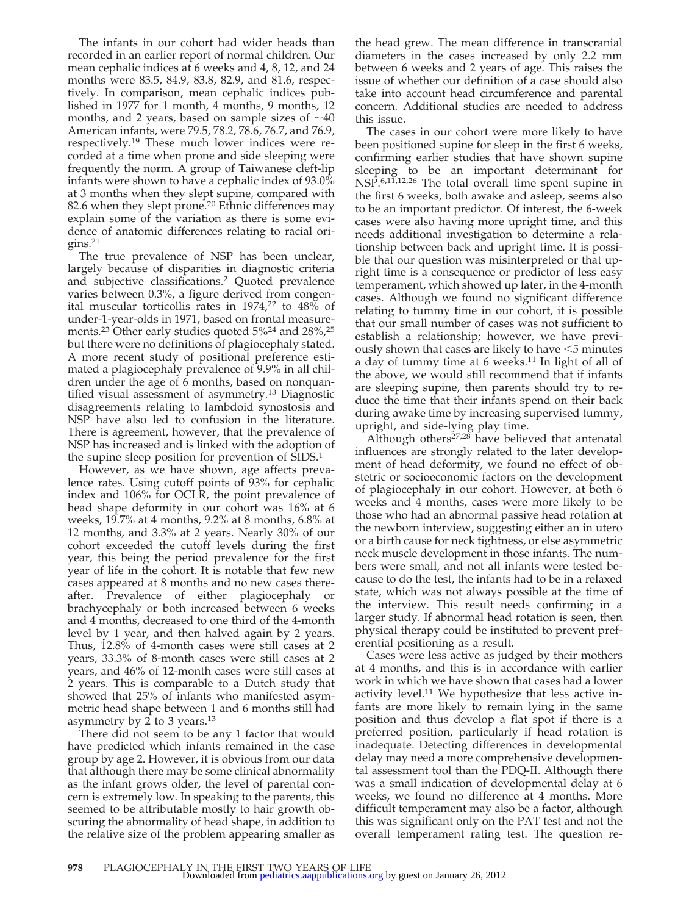The infants in our cohort had wider heads than recorded in an earlier report of normal children. Our mean cephalic indices at 6 weeks and 4, 8, 12, and 24 months were 83.5, 84.9, 83.8, 82.9, and 81.6, respectively. In comparison, mean cephalic indices published in 1977 for 1 month, 4 months, 9 months, 12 months, and 2 years, based on sample sizes of ~40 American infants, were 79.5, 78.2, 78.6, 76.7, and 76.9, respectively.[19] These much lower indices were recorded at a time when prone and side sleeping were frequently the norm. A group of Taiwanese cleft-lip infants were shown to have a cephalic index of 93.0% at 3 months when they slept supine, compared with 82.6 when they slept prone.[20] Ethnic differences may explain some of the variation as there is some evidence of anatomic differences relating to racial origins.[21]

The true prevalence of NSP has been unclear, largely because of disparities in diagnostic criteria and subjective classifications.[2] Quoted prevalence varies between 0.3%, a figure derived from congenital muscular torticollis rates in 1974,[22] to 48% of under-1-year-olds in 1971, based on frontal measurements.[23] Other early studies quoted 5%[24] and 28%,[25] but there were no definitions of plagiocephaly stated. A more recent study of positional preference estimated a plagiocephaly prevalence of 9.9% in all children under the age of 6 months, based on nonquantified visual assessment of asymmetry.[13] Diagnostic disagreements relating to lambdoid synostosis and NSP have also led to confusion in the literature. There is agreement, however, that the prevalence of NSP has increased and is linked with the adoption of the supine sleep position for prevention of SIDS.[1]

However, as we have shown, age affects prevalence rates. Using cutoff points of 93% for cephalic index and 106% for OCLR, the point prevalence of head shape deformity in our cohort was 16% at 6 weeks, 19.7% at 4 months, 9.2% at 8 months, 6.8% at 12 months, and 3.3% at 2 years. Nearly 30% of our cohort exceeded the cutoff levels during the first year, this being the period prevalence for the first year of life in the cohort. It is notable that few new cases appeared at 8 months and no new cases thereafter. Prevalence of either plagiocephaly or brachycephaly or both increased between 6 weeks and 4 months, decreased to one third of the 4-month level by 1 year, and then halved again by 2 years. Thus, 12.8% of 4-month cases were still cases at 2 years, 33.3% of 8-month cases were still cases at 2 years, and 46% of 12-month cases were still cases at 2 years. This is comparable to a Dutch study that showed that 25% of infants who manifested asymmetric head shape between 1 and 6 months still had asymmetry by 2 to 3 years.[13]

There did not seem to be any 1 factor that would have predicted which infants remained in the case group by age 2. However, it is obvious from our data that although there may be some clinical abnormality as the infant grows older, the level of parental concern is extremely low. In speaking to the parents, this seemed to be attributable mostly to hair growth obscuring the abnormality of head shape, in addition to the relative size of the problem appearing smaller as the head grew. The mean difference in transcranial diameters in the cases increased by only 2.2 mm between 6 weeks and 2 years of age. This raises the issue of whether our definition of a case should also take into account head circumference and parental concern. Additional studies are needed to address this issue.

The cases in our cohort were more likely to have been positioned supine for sleep in the first 6 weeks, confirming earlier studies that have shown supine sleeping to be an important determinant for NSP.[6,11,12,26] The total overall time spent supine in the first 6 weeks, both awake and asleep, seems also to be an important predictor. Of interest, the 6-week cases were also having more upright time, and this needs additional investigation to determine a relationship between back and upright time. It is possible that our question was misinterpreted or that upright time is a consequence or predictor of less easy temperament, which showed up later, in the 4-month cases. Although we found no significant difference relating to tummy time in our cohort, it is possible that our small number of cases was not sufficient to establish a relationship; however, we have previously shown that cases are likely to have <5 minutes a day of tummy time at 6 weeks.[11] In light of all of the above, we would still recommend that if infants are sleeping supine, then parents should try to reduce the time that their infants spend on their back during awake time by increasing supervised tummy, upright, and side-lying play time.

Although others[27,28] have believed that antenatal influences are strongly related to the later development of head deformity, we found no effect of obstetric or socioeconomic factors on the development of plagiocephaly in our cohort. However, at both 6 weeks and 4 months, cases were more likely to be those who had an abnormal passive head rotation at the newborn interview, suggesting either an in utero or a birth cause for neck tightness, or else asymmetric neck muscle development in those infants. The numbers were small, and not all infants were tested because to do the test, the infants had to be in a relaxed state, which was not always possible at the time of the interview. This result needs confirming in a larger study. If abnormal head rotation is seen, then physical therapy could be instituted to prevent preferential positioning as a result.

Cases were less active as judged by their mothers at 4 months, and this is in accordance with earlier work in which we have shown that cases had a lower activity level.[11] We hypothesize that less active infants are more likely to remain lying in the same position and thus develop a flat spot if there is a preferred position, particularly if head rotation is inadequate. Detecting differences in developmental delay may need a more comprehensive developmental assessment tool than the PDQ-II. Although there was a small indication of developmental delay at 6 weeks, we found no difference at 4 months. More difficult temperament may also be a factor, although this was significant only on the PAT test and not the overall temperament rating test. The question re-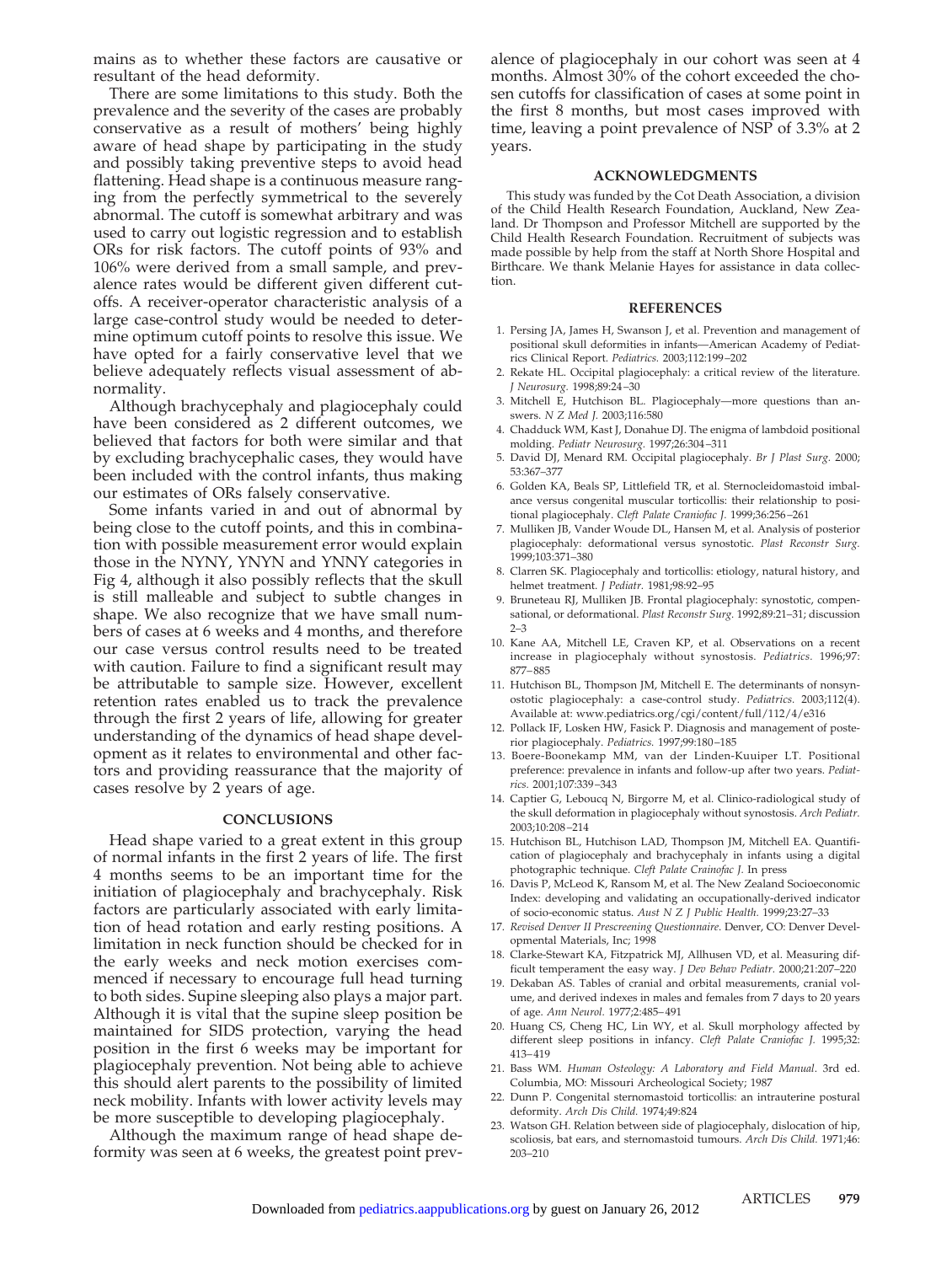mains as to whether these factors are causative or resultant of the head deformity.

There are some limitations to this study. Both the prevalence and the severity of the cases are probably conservative as a result of mothers' being highly aware of head shape by participating in the study and possibly taking preventive steps to avoid head flattening. Head shape is a continuous measure ranging from the perfectly symmetrical to the severely abnormal. The cutoff is somewhat arbitrary and was used to carry out logistic regression and to establish ORs for risk factors. The cutoff points of 93% and 106% were derived from a small sample, and prevalence rates would be different given different cutoffs. A receiver-operator characteristic analysis of a large case-control study would be needed to determine optimum cutoff points to resolve this issue. We have opted for a fairly conservative level that we believe adequately reflects visual assessment of abnormality.

Although brachycephaly and plagiocephaly could have been considered as 2 different outcomes, we believed that factors for both were similar and that by excluding brachycephalic cases, they would have been included with the control infants, thus making our estimates of ORs falsely conservative.

Some infants varied in and out of abnormal by being close to the cutoff points, and this in combination with possible measurement error would explain those in the NYNY, YNYN and YNNY categories in Fig 4, although it also possibly reflects that the skull is still malleable and subject to subtle changes in shape. We also recognize that we have small numbers of cases at 6 weeks and 4 months, and therefore our case versus control results need to be treated with caution. Failure to find a significant result may be attributable to sample size. However, excellent retention rates enabled us to track the prevalence through the first 2 years of life, allowing for greater understanding of the dynamics of head shape development as it relates to environmental and other factors and providing reassurance that the majority of cases resolve by 2 years of age.

## CONCLUSIONS

Head shape varied to a great extent in this group of normal infants in the first 2 years of life. The first 4 months seems to be an important time for the initiation of plagiocephaly and brachycephaly. Risk factors are particularly associated with early limitation of head rotation and early resting positions. A limitation in neck function should be checked for in the early weeks and neck motion exercises commenced if necessary to encourage full head turning to both sides. Supine sleeping also plays a major part. Although it is vital that the supine sleep position be maintained for SIDS protection, varying the head position in the first 6 weeks may be important for plagiocephaly prevention. Not being able to achieve this should alert parents to the possibility of limited neck mobility. Infants with lower activity levels may be more susceptible to developing plagiocephaly.

Although the maximum range of head shape deformity was seen at 6 weeks, the greatest point prevalence of plagiocephaly in our cohort was seen at 4 months. Almost 30% of the cohort exceeded the chosen cutoffs for classification of cases at some point in the first 8 months, but most cases improved with time, leaving a point prevalence of NSP of 3.3% at 2 years.

## ACKNOWLEDGMENTS

This study was funded by the Cot Death Association, a division of the Child Health Research Foundation, Auckland, New Zealand. Dr Thompson and Professor Mitchell are supported by the Child Health Research Foundation. Recruitment of subjects was made possible by help from the staff at North Shore Hospital and Birthcare. We thank Melanie Hayes for assistance in data collection.

## REFERENCES

1. Persing JA, James H, Swanson J, et al. Prevention and management of positional skull deformities in infants—American Academy of Pediatrics Clinical Report. *Pediatrics.* 2003;112:199–202
2. Rekate HL. Occipital plagiocephaly: a critical review of the literature. *J Neurosurg.* 1998;89:24–30
3. Mitchell E, Hutchison BL. Plagiocephaly—more questions than answers. *N Z Med J.* 2003;116:580
4. Chadduck WM, Kast J, Donahue DJ. The enigma of lambdoid positional molding. *Pediatr Neurosurg.* 1997;26:304–311
5. David DJ, Menard RM. Occipital plagiocephaly. *Br J Plast Surg.* 2000; 53:367–377
6. Golden KA, Beals SP, Littlefield TR, et al. Sternocleidomastoid imbalance versus congenital muscular torticollis: their relationship to positional plagiocephaly. *Cleft Palate Craniofac J.* 1999;36:256–261
7. Mulliken JB, Vander Woude DL, Hansen M, et al. Analysis of posterior plagiocephaly: deformational versus synostotic. *Plast Reconstr Surg.* 1999;103:371–380
8. Clarren SK. Plagiocephaly and torticollis: etiology, natural history, and helmet treatment. *J Pediatr.* 1981;98:92–95
9. Bruneteau RJ, Mulliken JB. Frontal plagiocephaly: synostotic, compensational, or deformational. *Plast Reconstr Surg.* 1992;89:21–31; discussion 2–3
10. Kane AA, Mitchell LE, Craven KP, et al. Observations on a recent increase in plagiocephaly without synostosis. *Pediatrics.* 1996;97: 877–885
11. Hutchison BL, Thompson JM, Mitchell E. The determinants of nonsynostotic plagiocephaly: a case-control study. *Pediatrics.* 2003;112(4). Available at: www.pediatrics.org/cgi/content/full/112/4/e316
12. Pollack IF, Losken HW, Fasick P. Diagnosis and management of posterior plagiocephaly. *Pediatrics.* 1997;99:180–185
13. Boere-Boonekamp MM, van der Linden-Kuuiper LT. Positional preference: prevalence in infants and follow-up after two years. *Pediatrics.* 2001;107:339–343
14. Captier G, Leboucq N, Birgorre M, et al. Clinico-radiological study of the skull deformation in plagiocephaly without synostosis. *Arch Pediatr.* 2003;10:208–214
15. Hutchison BL, Hutchison LAD, Thompson JM, Mitchell EA. Quantification of plagiocephaly and brachycephaly in infants using a digital photographic technique. *Cleft Palate Crainofac J.* In press
16. Davis P, McLeod K, Ransom M, et al. The New Zealand Socioeconomic Index: developing and validating an occupationally-derived indicator of socio-economic status. *Aust N Z J Public Health.* 1999;23:27–33
17. *Revised Denver II Prescreening Questionnaire*. Denver, CO: Denver Developmental Materials, Inc; 1998
18. Clarke-Stewart KA, Fitzpatrick MJ, Allhusen VD, et al. Measuring difficult temperament the easy way. *J Dev Behav Pediatr.* 2000;21:207–220
19. Dekaban AS. Tables of cranial and orbital measurements, cranial volume, and derived indexes in males and females from 7 days to 20 years of age. *Ann Neurol.* 1977;2:485–491
20. Huang CS, Cheng HC, Lin WY, et al. Skull morphology affected by different sleep positions in infancy. *Cleft Palate Craniofac J.* 1995;32: 413–419
21. Bass WM. *Human Osteology: A Laboratory and Field Manual*. 3rd ed. Columbia, MO: Missouri Archeological Society; 1987
22. Dunn P. Congenital sternomastoid torticollis: an intrauterine postural deformity. *Arch Dis Child.* 1974;49:824
23. Watson GH. Relation between side of plagiocephaly, dislocation of hip, scoliosis, bat ears, and sternomastoid tumours. *Arch Dis Child.* 1971;46: 203–210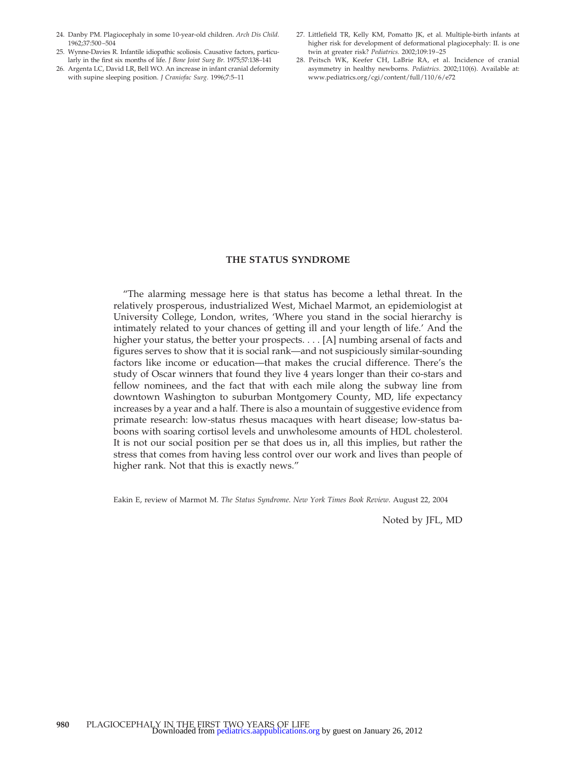24. Danby PM. Plagiocephaly in some 10-year-old children. *Arch Dis Child.* 1962;37:500–504
25. Wynne-Davies R. Infantile idiopathic scoliosis. Causative factors, particularly in the first six months of life. *J Bone Joint Surg Br.* 1975;57:138–141
26. Argenta LC, David LR, Bell WO. An increase in infant cranial deformity with supine sleeping position. *J Craniofac Surg.* 1996;7:5–11
27. Littlefield TR, Kelly KM, Pomatto JK, et al. Multiple-birth infants at higher risk for development of deformational plagiocephaly: II. is one twin at greater risk? *Pediatrics.* 2002;109:19–25
28. Peitsch WK, Keefer CH, LaBrie RA, et al. Incidence of cranial asymmetry in healthy newborns. *Pediatrics.* 2002;110(6). Available at: www.pediatrics.org/cgi/content/full/110/6/e72

## THE STATUS SYNDROME

"The alarming message here is that status has become a lethal threat. In the relatively prosperous, industrialized West, Michael Marmot, an epidemiologist at University College, London, writes, 'Where you stand in the social hierarchy is intimately related to your chances of getting ill and your length of life.' And the higher your status, the better your prospects. . . . [A] numbing arsenal of facts and figures serves to show that it is social rank—and not suspiciously similar-sounding factors like income or education—that makes the crucial difference. There's the study of Oscar winners that found they live 4 years longer than their co-stars and fellow nominees, and the fact that with each mile along the subway line from downtown Washington to suburban Montgomery County, MD, life expectancy increases by a year and a half. There is also a mountain of suggestive evidence from primate research: low-status rhesus macaques with heart disease; low-status baboons with soaring cortisol levels and unwholesome amounts of HDL cholesterol. It is not our social position per se that does us in, all this implies, but rather the stress that comes from having less control over our work and lives than people of higher rank. Not that this is exactly news."

Eakin E, review of Marmot M. *The Status Syndrome. New York Times Book Review.* August 22, 2004

Noted by JFL, MD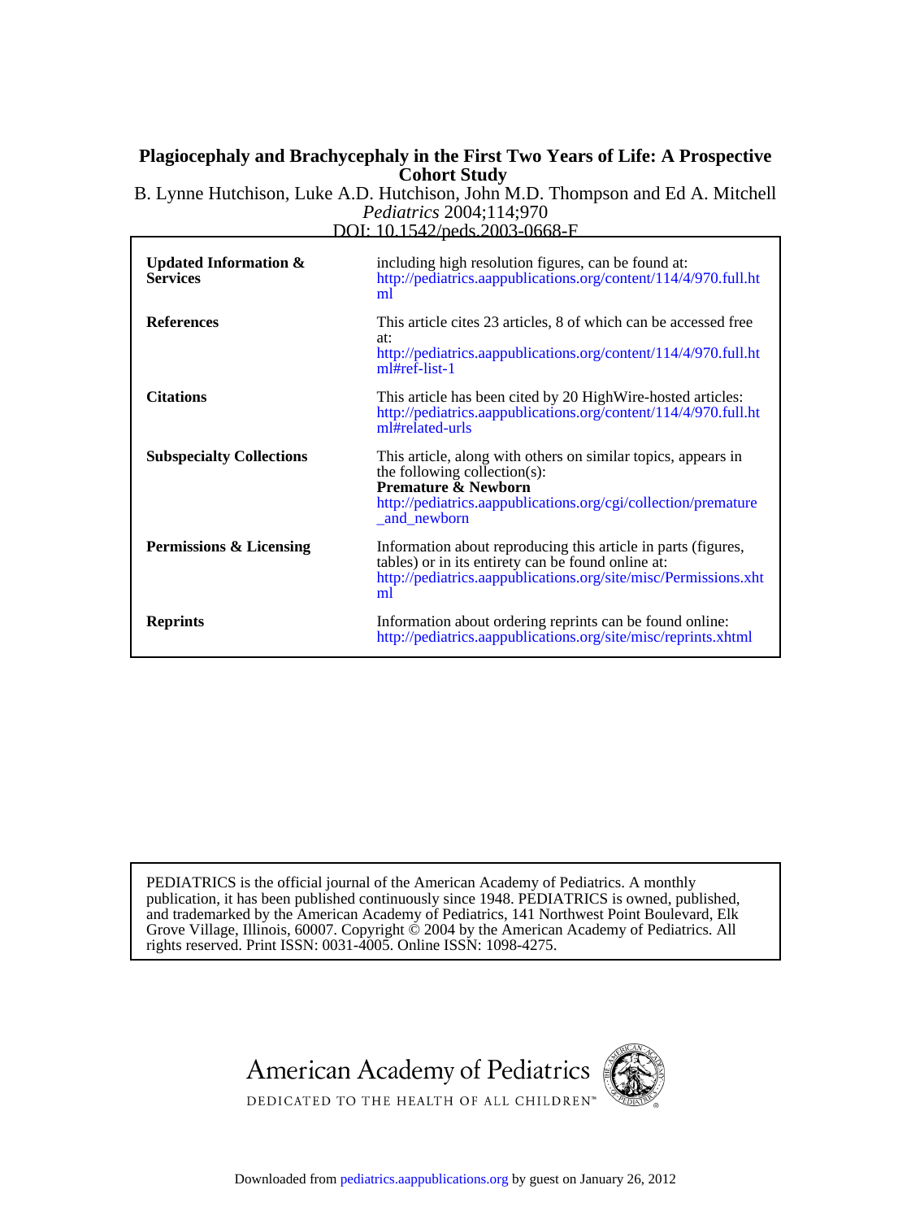# Plagiocephaly and Brachycephaly in the First Two Years of Life: A Prospective Cohort Study

B. Lynne Hutchison, Luke A.D. Hutchison, John M.D. Thompson and Ed A. Mitchell

*Pediatrics* 2004;114;970

DOI: 10.1542/peds.2003-0668-F

| | |
|---|---|
| **Updated Information & Services** | including high resolution figures, can be found at: http://pediatrics.aappublications.org/content/114/4/970.full.html |
| **References** | This article cites 23 articles, 8 of which can be accessed free at: http://pediatrics.aappublications.org/content/114/4/970.full.html#ref-list-1 |
| **Citations** | This article has been cited by 20 HighWire-hosted articles: http://pediatrics.aappublications.org/content/114/4/970.full.html#related-urls |
| **Subspecialty Collections** | This article, along with others on similar topics, appears in the following collection(s): **Premature & Newborn** http://pediatrics.aappublications.org/cgi/collection/premature_and_newborn |
| **Permissions & Licensing** | Information about reproducing this article in parts (figures, tables) or in its entirety can be found online at: http://pediatrics.aappublications.org/site/misc/Permissions.xhtml |
| **Reprints** | Information about ordering reprints can be found online: http://pediatrics.aappublications.org/site/misc/reprints.xhtml |

PEDIATRICS is the official journal of the American Academy of Pediatrics. A monthly publication, it has been published continuously since 1948. PEDIATRICS is owned, published, and trademarked by the American Academy of Pediatrics, 141 Northwest Point Boulevard, Elk Grove Village, Illinois, 60007. Copyright © 2004 by the American Academy of Pediatrics. All rights reserved. Print ISSN: 0031-4005. Online ISSN: 1098-4275.

American Academy of Pediatrics

DEDICATED TO THE HEALTH OF ALL CHILDREN™

Downloaded from pediatrics.aappublications.org by guest on January 26, 2012